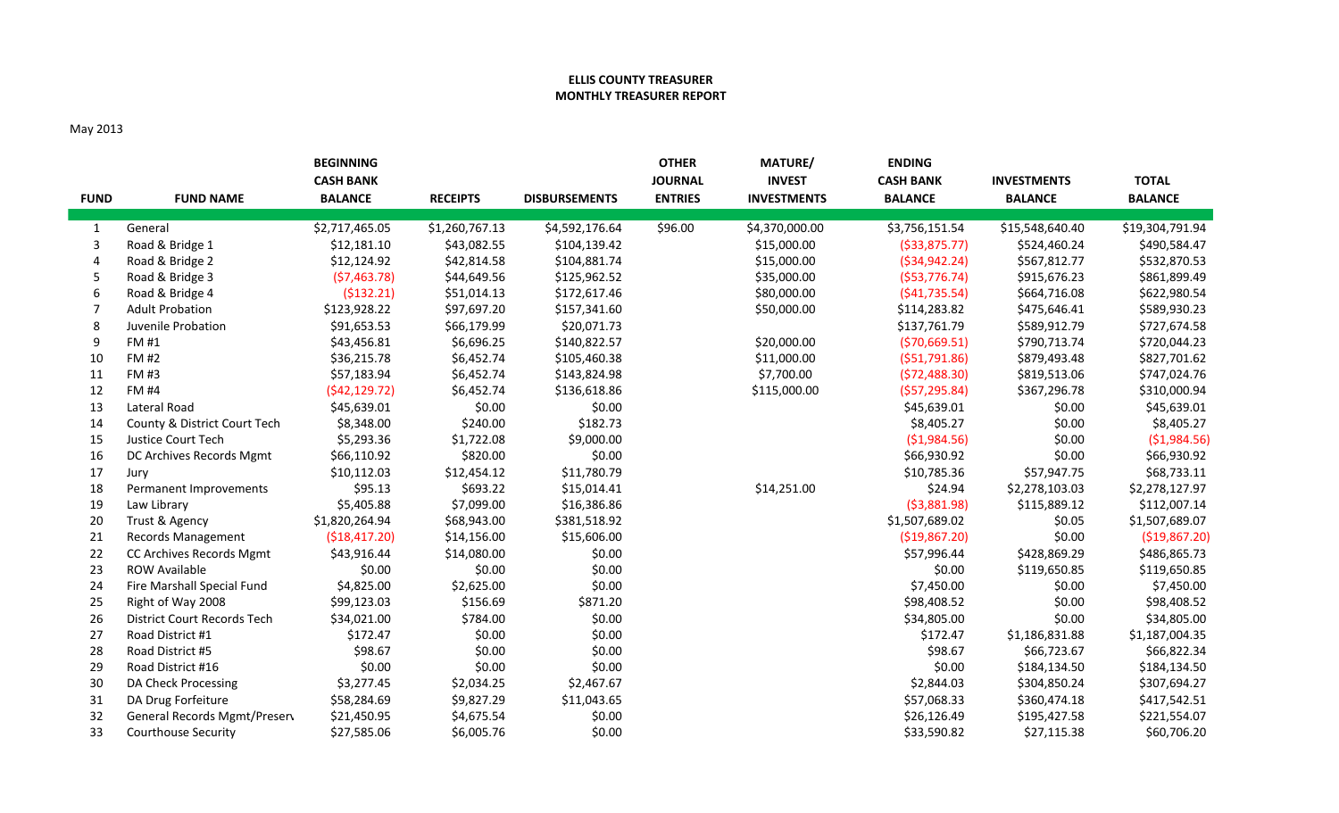**ELLIS COUNTY TREASURER**
**MONTHLY TREASURER REPORT**

May 2013

| FUND | FUND NAME | BEGINNING CASH BANK BALANCE | RECEIPTS | DISBURSEMENTS | OTHER JOURNAL ENTRIES | MATURE/ INVEST INVESTMENTS | ENDING CASH BANK BALANCE | INVESTMENTS BALANCE | TOTAL BALANCE |
|---|---|---|---|---|---|---|---|---|---|
| 1 | General | $2,717,465.05 | $1,260,767.13 | $4,592,176.64 | $96.00 | $4,370,000.00 | $3,756,151.54 | $15,548,640.40 | $19,304,791.94 |
| 3 | Road & Bridge 1 | $12,181.10 | $43,082.55 | $104,139.42 | | $15,000.00 | ($33,875.77) | $524,460.24 | $490,584.47 |
| 4 | Road & Bridge 2 | $12,124.92 | $42,814.58 | $104,881.74 | | $15,000.00 | ($34,942.24) | $567,812.77 | $532,870.53 |
| 5 | Road & Bridge 3 | ($7,463.78) | $44,649.56 | $125,962.52 | | $35,000.00 | ($53,776.74) | $915,676.23 | $861,899.49 |
| 6 | Road & Bridge 4 | ($132.21) | $51,014.13 | $172,617.46 | | $80,000.00 | ($41,735.54) | $664,716.08 | $622,980.54 |
| 7 | Adult Probation | $123,928.22 | $97,697.20 | $157,341.60 | | $50,000.00 | $114,283.82 | $475,646.41 | $589,930.23 |
| 8 | Juvenile Probation | $91,653.53 | $66,179.99 | $20,071.73 | | | $137,761.79 | $589,912.79 | $727,674.58 |
| 9 | FM #1 | $43,456.81 | $6,696.25 | $140,822.57 | | $20,000.00 | ($70,669.51) | $790,713.74 | $720,044.23 |
| 10 | FM #2 | $36,215.78 | $6,452.74 | $105,460.38 | | $11,000.00 | ($51,791.86) | $879,493.48 | $827,701.62 |
| 11 | FM #3 | $57,183.94 | $6,452.74 | $143,824.98 | | $7,700.00 | ($72,488.30) | $819,513.06 | $747,024.76 |
| 12 | FM #4 | ($42,129.72) | $6,452.74 | $136,618.86 | | $115,000.00 | ($57,295.84) | $367,296.78 | $310,000.94 |
| 13 | Lateral Road | $45,639.01 | $0.00 | $0.00 | | | $45,639.01 | $0.00 | $45,639.01 |
| 14 | County & District Court Tech | $8,348.00 | $240.00 | $182.73 | | | $8,405.27 | $0.00 | $8,405.27 |
| 15 | Justice Court Tech | $5,293.36 | $1,722.08 | $9,000.00 | | | ($1,984.56) | $0.00 | ($1,984.56) |
| 16 | DC Archives Records Mgmt | $66,110.92 | $820.00 | $0.00 | | | $66,930.92 | $0.00 | $66,930.92 |
| 17 | Jury | $10,112.03 | $12,454.12 | $11,780.79 | | | $10,785.36 | $57,947.75 | $68,733.11 |
| 18 | Permanent Improvements | $95.13 | $693.22 | $15,014.41 | | $14,251.00 | $24.94 | $2,278,103.03 | $2,278,127.97 |
| 19 | Law Library | $5,405.88 | $7,099.00 | $16,386.86 | | | ($3,881.98) | $115,889.12 | $112,007.14 |
| 20 | Trust & Agency | $1,820,264.94 | $68,943.00 | $381,518.92 | | | $1,507,689.02 | $0.05 | $1,507,689.07 |
| 21 | Records Management | ($18,417.20) | $14,156.00 | $15,606.00 | | | ($19,867.20) | $0.00 | ($19,867.20) |
| 22 | CC Archives Records Mgmt | $43,916.44 | $14,080.00 | $0.00 | | | $57,996.44 | $428,869.29 | $486,865.73 |
| 23 | ROW Available | $0.00 | $0.00 | $0.00 | | | $0.00 | $119,650.85 | $119,650.85 |
| 24 | Fire Marshall Special Fund | $4,825.00 | $2,625.00 | $0.00 | | | $7,450.00 | $0.00 | $7,450.00 |
| 25 | Right of Way 2008 | $99,123.03 | $156.69 | $871.20 | | | $98,408.52 | $0.00 | $98,408.52 |
| 26 | District Court Records Tech | $34,021.00 | $784.00 | $0.00 | | | $34,805.00 | $0.00 | $34,805.00 |
| 27 | Road District #1 | $172.47 | $0.00 | $0.00 | | | $172.47 | $1,186,831.88 | $1,187,004.35 |
| 28 | Road District #5 | $98.67 | $0.00 | $0.00 | | | $98.67 | $66,723.67 | $66,822.34 |
| 29 | Road District #16 | $0.00 | $0.00 | $0.00 | | | $0.00 | $184,134.50 | $184,134.50 |
| 30 | DA Check Processing | $3,277.45 | $2,034.25 | $2,467.67 | | | $2,844.03 | $304,850.24 | $307,694.27 |
| 31 | DA Drug Forfeiture | $58,284.69 | $9,827.29 | $11,043.65 | | | $57,068.33 | $360,474.18 | $417,542.51 |
| 32 | General Records Mgmt/Preserv | $21,450.95 | $4,675.54 | $0.00 | | | $26,126.49 | $195,427.58 | $221,554.07 |
| 33 | Courthouse Security | $27,585.06 | $6,005.76 | $0.00 | | | $33,590.82 | $27,115.38 | $60,706.20 |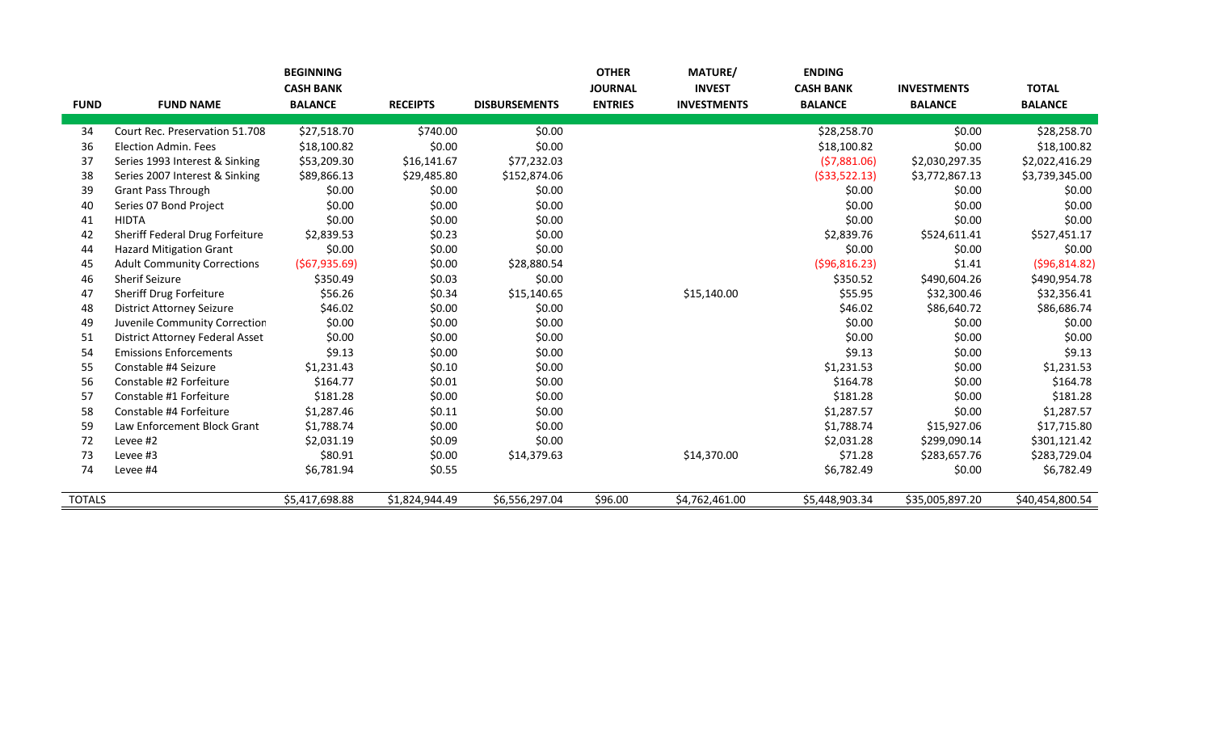| FUND | FUND NAME | BEGINNING CASH BANK BALANCE | RECEIPTS | DISBURSEMENTS | OTHER JOURNAL ENTRIES | MATURE/ INVEST INVESTMENTS | ENDING CASH BANK BALANCE | INVESTMENTS BALANCE | TOTAL BALANCE |
|---|---|---|---|---|---|---|---|---|---|
| 34 | Court Rec. Preservation 51.708 | $27,518.70 | $740.00 | $0.00 | | | $28,258.70 | $0.00 | $28,258.70 |
| 36 | Election Admin. Fees | $18,100.82 | $0.00 | $0.00 | | | $18,100.82 | $0.00 | $18,100.82 |
| 37 | Series 1993 Interest & Sinking | $53,209.30 | $16,141.67 | $77,232.03 | | | ($7,881.06) | $2,030,297.35 | $2,022,416.29 |
| 38 | Series 2007 Interest & Sinking | $89,866.13 | $29,485.80 | $152,874.06 | | | ($33,522.13) | $3,772,867.13 | $3,739,345.00 |
| 39 | Grant Pass Through | $0.00 | $0.00 | $0.00 | | | $0.00 | $0.00 | $0.00 |
| 40 | Series 07 Bond Project | $0.00 | $0.00 | $0.00 | | | $0.00 | $0.00 | $0.00 |
| 41 | HIDTA | $0.00 | $0.00 | $0.00 | | | $0.00 | $0.00 | $0.00 |
| 42 | Sheriff Federal Drug Forfeiture | $2,839.53 | $0.23 | $0.00 | | | $2,839.76 | $524,611.41 | $527,451.17 |
| 44 | Hazard Mitigation Grant | $0.00 | $0.00 | $0.00 | | | $0.00 | $0.00 | $0.00 |
| 45 | Adult Community Corrections | ($67,935.69) | $0.00 | $28,880.54 | | | ($96,816.23) | $1.41 | ($96,814.82) |
| 46 | Sherif Seizure | $350.49 | $0.03 | $0.00 | | | $350.52 | $490,604.26 | $490,954.78 |
| 47 | Sheriff Drug Forfeiture | $56.26 | $0.34 | $15,140.65 | | $15,140.00 | $55.95 | $32,300.46 | $32,356.41 |
| 48 | District Attorney Seizure | $46.02 | $0.00 | $0.00 | | | $46.02 | $86,640.72 | $86,686.74 |
| 49 | Juvenile Community Correction | $0.00 | $0.00 | $0.00 | | | $0.00 | $0.00 | $0.00 |
| 51 | District Attorney Federal Asset | $0.00 | $0.00 | $0.00 | | | $0.00 | $0.00 | $0.00 |
| 54 | Emissions Enforcements | $9.13 | $0.00 | $0.00 | | | $9.13 | $0.00 | $9.13 |
| 55 | Constable #4 Seizure | $1,231.43 | $0.10 | $0.00 | | | $1,231.53 | $0.00 | $1,231.53 |
| 56 | Constable #2 Forfeiture | $164.77 | $0.01 | $0.00 | | | $164.78 | $0.00 | $164.78 |
| 57 | Constable #1 Forfeiture | $181.28 | $0.00 | $0.00 | | | $181.28 | $0.00 | $181.28 |
| 58 | Constable #4 Forfeiture | $1,287.46 | $0.11 | $0.00 | | | $1,287.57 | $0.00 | $1,287.57 |
| 59 | Law Enforcement Block Grant | $1,788.74 | $0.00 | $0.00 | | | $1,788.74 | $15,927.06 | $17,715.80 |
| 72 | Levee #2 | $2,031.19 | $0.09 | $0.00 | | | $2,031.28 | $299,090.14 | $301,121.42 |
| 73 | Levee #3 | $80.91 | $0.00 | $14,379.63 | | $14,370.00 | $71.28 | $283,657.76 | $283,729.04 |
| 74 | Levee #4 | $6,781.94 | $0.55 | | | | $6,782.49 | $0.00 | $6,782.49 |
| TOTALS | | $5,417,698.88 | $1,824,944.49 | $6,556,297.04 | $96.00 | $4,762,461.00 | $5,448,903.34 | $35,005,897.20 | $40,454,800.54 |